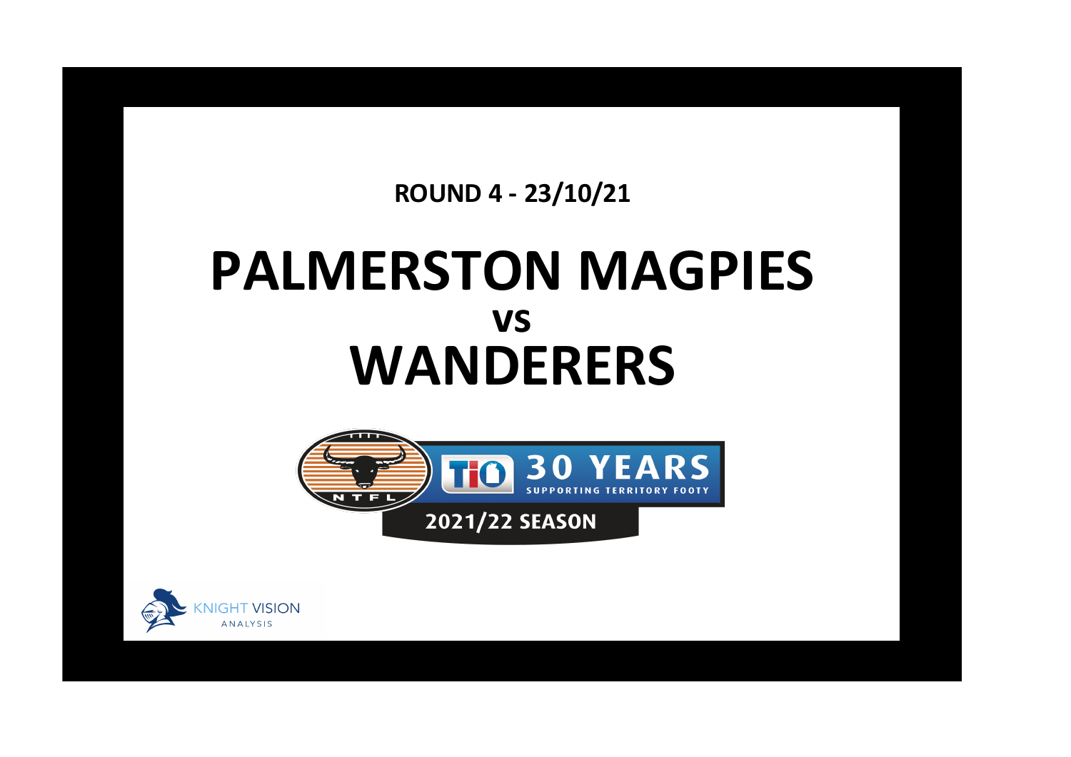**ROUND 4 - 23/10/21**

# PALMERSTON MAGPIES

## vs

# WANDERERS

NTFL

TIO 30 YEARS SUPPORTING TERRITORY FOOTY

2021/22 SEASON

KNIGHT VISION ANALYSIS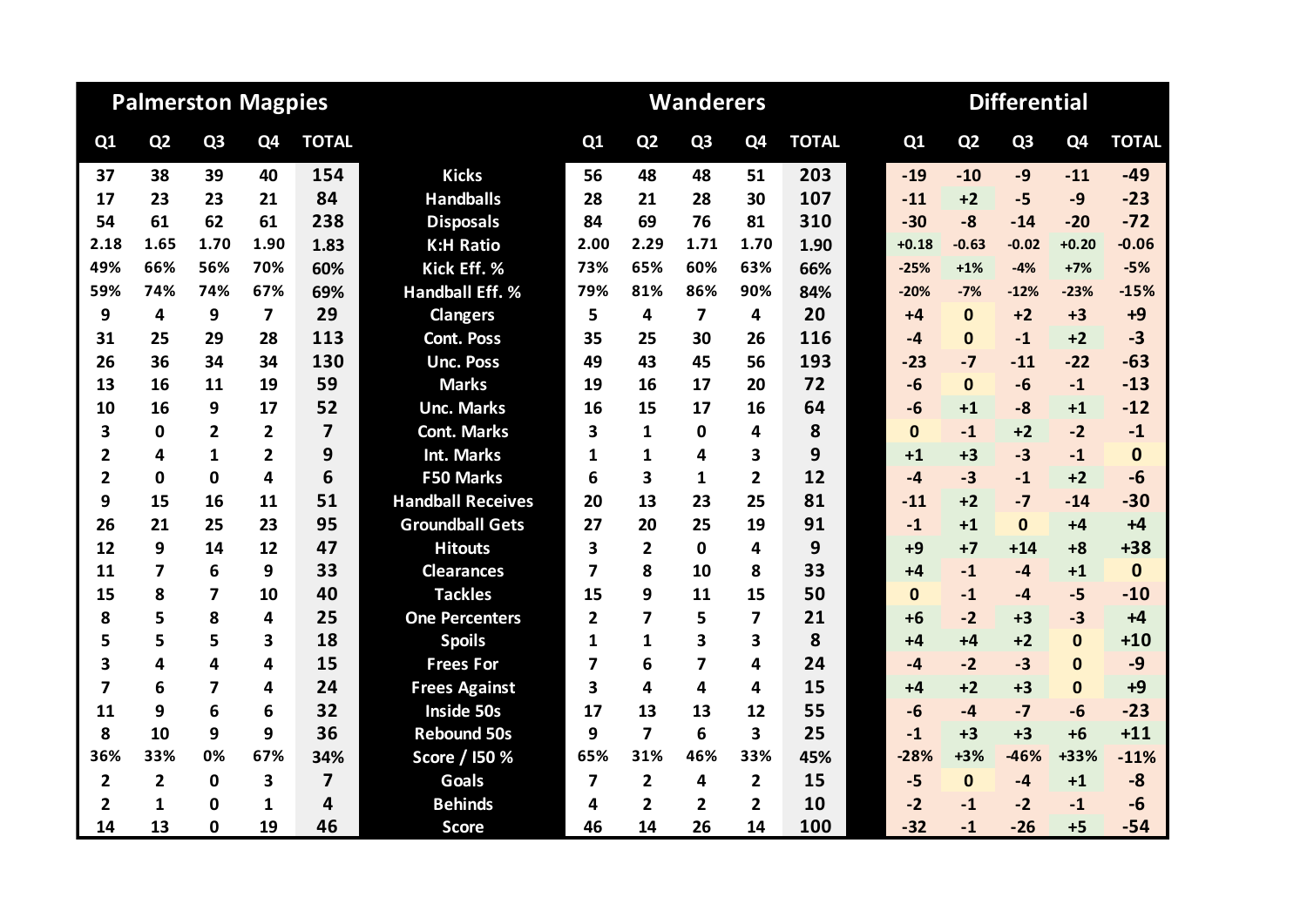| Palmerston Magpies | | | | | | Wanderers | | | | | Differential | | | | |
|---|---|---|---|---|---|---|---|---|---|---|---|---|---|---|---|
| Q1 | Q2 | Q3 | Q4 | TOTAL | | Q1 | Q2 | Q3 | Q4 | TOTAL | Q1 | Q2 | Q3 | Q4 | TOTAL |
| 37 | 38 | 39 | 40 | 154 | Kicks | 56 | 48 | 48 | 51 | 203 | -19 | -10 | -9 | -11 | -49 |
| 17 | 23 | 23 | 21 | 84 | Handballs | 28 | 21 | 28 | 30 | 107 | -11 | +2 | -5 | -9 | -23 |
| 54 | 61 | 62 | 61 | 238 | Disposals | 84 | 69 | 76 | 81 | 310 | -30 | -8 | -14 | -20 | -72 |
| 2.18 | 1.65 | 1.70 | 1.90 | 1.83 | K:H Ratio | 2.00 | 2.29 | 1.71 | 1.70 | 1.90 | +0.18 | -0.63 | -0.02 | +0.20 | -0.06 |
| 49% | 66% | 56% | 70% | 60% | Kick Eff. % | 73% | 65% | 60% | 63% | 66% | -25% | +1% | -4% | +7% | -5% |
| 59% | 74% | 74% | 67% | 69% | Handball Eff. % | 79% | 81% | 86% | 90% | 84% | -20% | -7% | -12% | -23% | -15% |
| 9 | 4 | 9 | 7 | 29 | Clangers | 5 | 4 | 7 | 4 | 20 | +4 | 0 | +2 | +3 | +9 |
| 31 | 25 | 29 | 28 | 113 | Cont. Poss | 35 | 25 | 30 | 26 | 116 | -4 | 0 | -1 | +2 | -3 |
| 26 | 36 | 34 | 34 | 130 | Unc. Poss | 49 | 43 | 45 | 56 | 193 | -23 | -7 | -11 | -22 | -63 |
| 13 | 16 | 11 | 19 | 59 | Marks | 19 | 16 | 17 | 20 | 72 | -6 | 0 | -6 | -1 | -13 |
| 10 | 16 | 9 | 17 | 52 | Unc. Marks | 16 | 15 | 17 | 16 | 64 | -6 | +1 | -8 | +1 | -12 |
| 3 | 0 | 2 | 2 | 7 | Cont. Marks | 3 | 1 | 0 | 4 | 8 | 0 | -1 | +2 | -2 | -1 |
| 2 | 4 | 1 | 2 | 9 | Int. Marks | 1 | 1 | 4 | 3 | 9 | +1 | +3 | -3 | -1 | 0 |
| 2 | 0 | 0 | 4 | 6 | F50 Marks | 6 | 3 | 1 | 2 | 12 | -4 | -3 | -1 | +2 | -6 |
| 9 | 15 | 16 | 11 | 51 | Handball Receives | 20 | 13 | 23 | 25 | 81 | -11 | +2 | -7 | -14 | -30 |
| 26 | 21 | 25 | 23 | 95 | Groundball Gets | 27 | 20 | 25 | 19 | 91 | -1 | +1 | 0 | +4 | +4 |
| 12 | 9 | 14 | 12 | 47 | Hitouts | 3 | 2 | 0 | 4 | 9 | +9 | +7 | +14 | +8 | +38 |
| 11 | 7 | 6 | 9 | 33 | Clearances | 7 | 8 | 10 | 8 | 33 | +4 | -1 | -4 | +1 | 0 |
| 15 | 8 | 7 | 10 | 40 | Tackles | 15 | 9 | 11 | 15 | 50 | 0 | -1 | -4 | -5 | -10 |
| 8 | 5 | 8 | 4 | 25 | One Percenters | 2 | 7 | 5 | 7 | 21 | +6 | -2 | +3 | -3 | +4 |
| 5 | 5 | 5 | 3 | 18 | Spoils | 1 | 1 | 3 | 3 | 8 | +4 | +4 | +2 | 0 | +10 |
| 3 | 4 | 4 | 4 | 15 | Frees For | 7 | 6 | 7 | 4 | 24 | -4 | -2 | -3 | 0 | -9 |
| 7 | 6 | 7 | 4 | 24 | Frees Against | 3 | 4 | 4 | 4 | 15 | +4 | +2 | +3 | 0 | +9 |
| 11 | 9 | 6 | 6 | 32 | Inside 50s | 17 | 13 | 13 | 12 | 55 | -6 | -4 | -7 | -6 | -23 |
| 8 | 10 | 9 | 9 | 36 | Rebound 50s | 9 | 7 | 6 | 3 | 25 | -1 | +3 | +3 | +6 | +11 |
| 36% | 33% | 0% | 67% | 34% | Score / I50 % | 65% | 31% | 46% | 33% | 45% | -28% | +3% | -46% | +33% | -11% |
| 2 | 2 | 0 | 3 | 7 | Goals | 7 | 2 | 4 | 2 | 15 | -5 | 0 | -4 | +1 | -8 |
| 2 | 1 | 0 | 1 | 4 | Behinds | 4 | 2 | 2 | 2 | 10 | -2 | -1 | -2 | -1 | -6 |
| 14 | 13 | 0 | 19 | 46 | Score | 46 | 14 | 26 | 14 | 100 | -32 | -1 | -26 | +5 | -54 |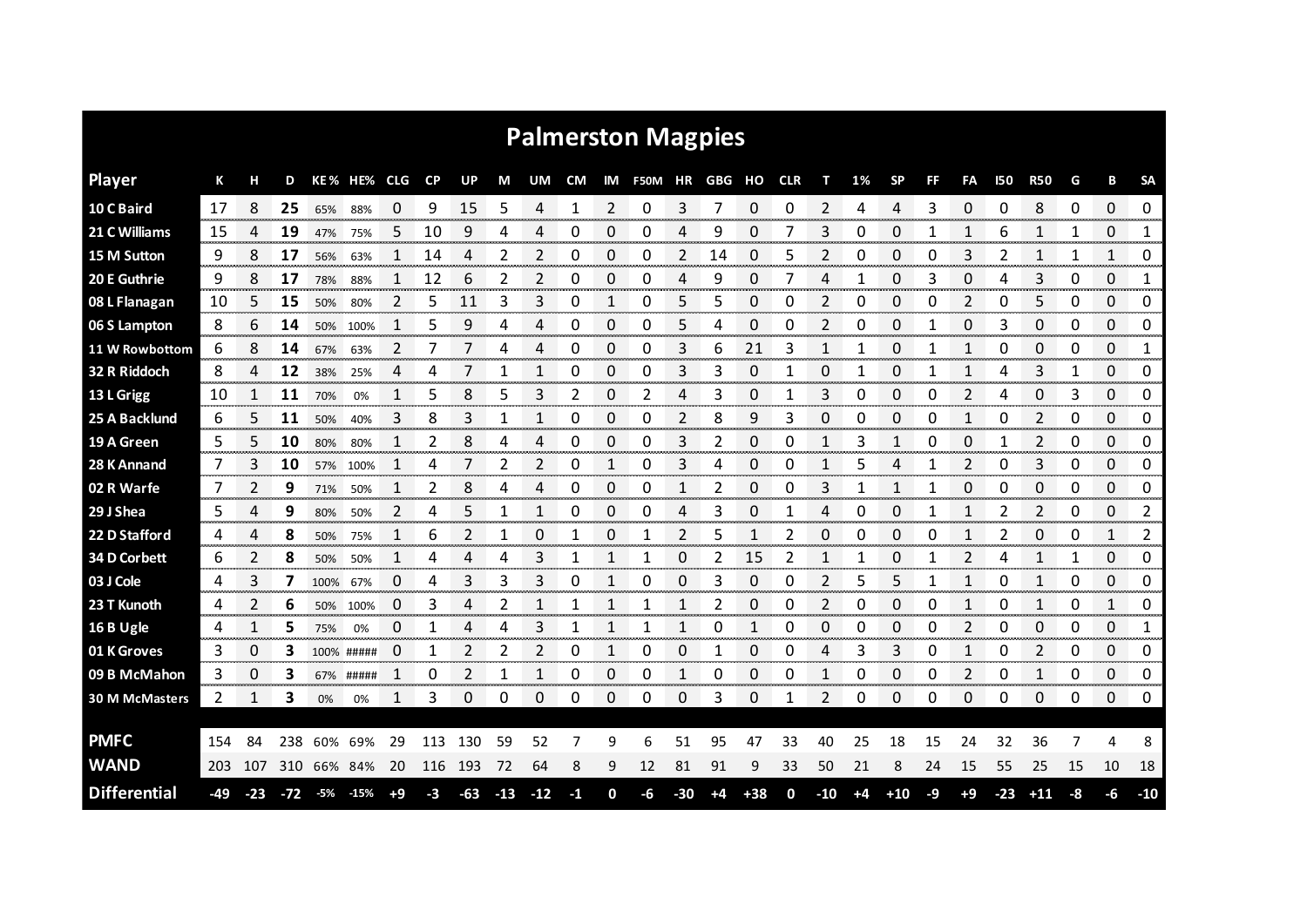# Palmerston Magpies

| Player | K | H | D | KE % | HE% | CLG | CP | UP | M | UM | CM | IM | F50M | HR | GBG | HO | CLR | T | 1% | SP | FF | FA | I50 | R50 | G | B | SA |
|---|---|---|---|---|---|---|---|---|---|---|---|---|---|---|---|---|---|---|---|---|---|---|---|---|---|---|---|
| 10 C Baird | 17 | 8 | **25** | 65% | 88% | 0 | 9 | 15 | 5 | 4 | 1 | 2 | 0 | 3 | 7 | 0 | 0 | 2 | 4 | 4 | 3 | 0 | 0 | 8 | 0 | 0 | 0 |
| 21 C Williams | 15 | 4 | **19** | 47% | 75% | 5 | 10 | 9 | 4 | 4 | 0 | 0 | 0 | 4 | 9 | 0 | 7 | 3 | 0 | 0 | 1 | 1 | 6 | 1 | 1 | 0 | 1 |
| 15 M Sutton | 9 | 8 | **17** | 56% | 63% | 1 | 14 | 4 | 2 | 2 | 0 | 0 | 0 | 2 | 14 | 0 | 5 | 2 | 0 | 0 | 0 | 3 | 2 | 1 | 1 | 1 | 0 |
| 20 E Guthrie | 9 | 8 | **17** | 78% | 88% | 1 | 12 | 6 | 2 | 2 | 0 | 0 | 0 | 4 | 9 | 0 | 7 | 4 | 1 | 0 | 3 | 0 | 4 | 3 | 0 | 0 | 1 |
| 08 L Flanagan | 10 | 5 | **15** | 50% | 80% | 2 | 5 | 11 | 3 | 3 | 0 | 1 | 0 | 5 | 5 | 0 | 0 | 2 | 0 | 0 | 0 | 2 | 0 | 5 | 0 | 0 | 0 |
| 06 S Lampton | 8 | 6 | **14** | 50% | 100% | 1 | 5 | 9 | 4 | 4 | 0 | 0 | 0 | 5 | 4 | 0 | 0 | 2 | 0 | 0 | 1 | 0 | 3 | 0 | 0 | 0 | 0 |
| 11 W Rowbottom | 6 | 8 | **14** | 67% | 63% | 2 | 7 | 7 | 4 | 4 | 0 | 0 | 0 | 3 | 6 | 21 | 3 | 1 | 1 | 0 | 1 | 1 | 0 | 0 | 0 | 0 | 1 |
| 32 R Riddoch | 8 | 4 | **12** | 38% | 25% | 4 | 4 | 7 | 1 | 1 | 0 | 0 | 0 | 3 | 3 | 0 | 1 | 0 | 1 | 0 | 1 | 1 | 4 | 3 | 1 | 0 | 0 |
| 13 L Grigg | 10 | 1 | **11** | 70% | 0% | 1 | 5 | 8 | 5 | 3 | 2 | 0 | 2 | 4 | 3 | 0 | 1 | 3 | 0 | 0 | 0 | 2 | 4 | 0 | 3 | 0 | 0 |
| 25 A Backlund | 6 | 5 | **11** | 50% | 40% | 3 | 8 | 3 | 1 | 1 | 0 | 0 | 0 | 2 | 8 | 9 | 3 | 0 | 0 | 0 | 0 | 1 | 0 | 2 | 0 | 0 | 0 |
| 19 A Green | 5 | 5 | **10** | 80% | 80% | 1 | 2 | 8 | 4 | 4 | 0 | 0 | 0 | 3 | 2 | 0 | 0 | 1 | 3 | 1 | 0 | 0 | 1 | 2 | 0 | 0 | 0 |
| 28 K Annand | 7 | 3 | **10** | 57% | 100% | 1 | 4 | 7 | 2 | 2 | 0 | 1 | 0 | 3 | 4 | 0 | 0 | 1 | 5 | 4 | 1 | 2 | 0 | 3 | 0 | 0 | 0 |
| 02 R Warfe | 7 | 2 | **9** | 71% | 50% | 1 | 2 | 8 | 4 | 4 | 0 | 0 | 0 | 1 | 2 | 0 | 0 | 3 | 1 | 1 | 1 | 0 | 0 | 0 | 0 | 0 | 0 |
| 29 J Shea | 5 | 4 | **9** | 80% | 50% | 2 | 4 | 5 | 1 | 1 | 0 | 0 | 0 | 4 | 3 | 0 | 1 | 4 | 0 | 0 | 1 | 1 | 2 | 2 | 0 | 0 | 2 |
| 22 D Stafford | 4 | 4 | **8** | 50% | 75% | 1 | 6 | 2 | 1 | 0 | 1 | 0 | 1 | 2 | 5 | 1 | 2 | 0 | 0 | 0 | 0 | 1 | 2 | 0 | 0 | 1 | 2 |
| 34 D Corbett | 6 | 2 | **8** | 50% | 50% | 1 | 4 | 4 | 4 | 3 | 1 | 1 | 1 | 0 | 2 | 15 | 2 | 1 | 1 | 0 | 1 | 2 | 4 | 1 | 1 | 0 | 0 |
| 03 J Cole | 4 | 3 | **7** | 100% | 67% | 0 | 4 | 3 | 3 | 3 | 0 | 1 | 0 | 0 | 3 | 0 | 0 | 2 | 5 | 5 | 1 | 1 | 0 | 1 | 0 | 0 | 0 |
| 23 T Kunoth | 4 | 2 | **6** | 50% | 100% | 0 | 3 | 4 | 2 | 1 | 1 | 1 | 1 | 1 | 2 | 0 | 0 | 2 | 0 | 0 | 0 | 1 | 0 | 1 | 0 | 1 | 0 |
| 16 B Ugle | 4 | 1 | **5** | 75% | 0% | 0 | 1 | 4 | 4 | 3 | 1 | 1 | 1 | 1 | 0 | 1 | 0 | 0 | 0 | 0 | 0 | 2 | 0 | 0 | 0 | 0 | 1 |
| 01 K Groves | 3 | 0 | **3** | 100% | ##### | 0 | 1 | 2 | 2 | 2 | 0 | 1 | 0 | 0 | 1 | 0 | 0 | 4 | 3 | 3 | 0 | 1 | 0 | 2 | 0 | 0 | 0 |
| 09 B McMahon | 3 | 0 | **3** | 67% | ##### | 1 | 0 | 2 | 1 | 1 | 0 | 0 | 0 | 1 | 0 | 0 | 0 | 1 | 0 | 0 | 0 | 2 | 0 | 1 | 0 | 0 | 0 |
| 30 M McMasters | 2 | 1 | **3** | 0% | 0% | 1 | 3 | 0 | 0 | 0 | 0 | 0 | 0 | 0 | 3 | 0 | 1 | 2 | 0 | 0 | 0 | 0 | 0 | 0 | 0 | 0 | 0 |
| **PMFC** | 154 | 84 | 238 | 60% | 69% | 29 | 113 | 130 | 59 | 52 | 7 | 9 | 6 | 51 | 95 | 47 | 33 | 40 | 25 | 18 | 15 | 24 | 32 | 36 | 7 | 4 | 8 |
| **WAND** | 203 | 107 | 310 | 66% | 84% | 20 | 116 | 193 | 72 | 64 | 8 | 9 | 12 | 81 | 91 | 9 | 33 | 50 | 21 | 8 | 24 | 15 | 55 | 25 | 15 | 10 | 18 |
| **Differential** | **-49** | **-23** | **-72** | **-5%** | **-15%** | **+9** | **-3** | **-63** | **-13** | **-12** | **-1** | **0** | **-6** | **-30** | **+4** | **+38** | **0** | **-10** | **+4** | **+10** | **-9** | **+9** | **-23** | **+11** | **-8** | **-6** | **-10** |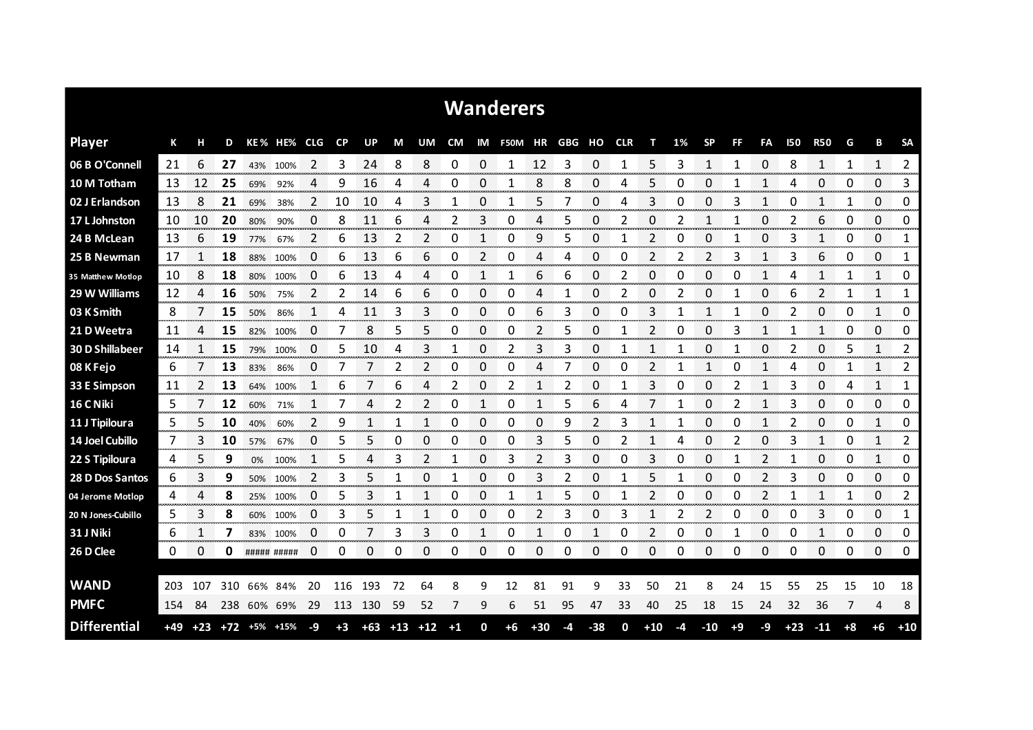# Wanderers

| Player | K | H | D | KE% | HE% | CLG | CP | UP | M | UM | CM | IM | F50M | HR | GBG | HO | CLR | T | 1% | SP | FF | FA | I50 | R50 | G | B | SA |
|---|---|---|---|---|---|---|---|---|---|---|---|---|---|---|---|---|---|---|---|---|---|---|---|---|---|---|---|
| 06 B O'Connell | 21 | 6 | **27** | 43% | 100% | 2 | 3 | 24 | 8 | 8 | 0 | 0 | 1 | 12 | 3 | 0 | 1 | 5 | 3 | 1 | 1 | 0 | 8 | 1 | 1 | 1 | 2 |
| 10 M Totham | 13 | 12 | **25** | 69% | 92% | 4 | 9 | 16 | 4 | 4 | 0 | 0 | 1 | 8 | 8 | 0 | 4 | 5 | 0 | 0 | 1 | 1 | 4 | 0 | 0 | 0 | 3 |
| 02 J Erlandson | 13 | 8 | **21** | 69% | 38% | 2 | 10 | 10 | 4 | 3 | 1 | 0 | 1 | 5 | 7 | 0 | 4 | 3 | 0 | 0 | 3 | 1 | 0 | 1 | 1 | 0 | 0 |
| 17 L Johnston | 10 | 10 | **20** | 80% | 90% | 0 | 8 | 11 | 6 | 4 | 2 | 3 | 0 | 4 | 5 | 0 | 2 | 0 | 2 | 1 | 1 | 0 | 2 | 6 | 0 | 0 | 0 |
| 24 B McLean | 13 | 6 | **19** | 77% | 67% | 2 | 6 | 13 | 2 | 2 | 0 | 1 | 0 | 9 | 5 | 0 | 1 | 2 | 0 | 0 | 1 | 0 | 3 | 1 | 0 | 0 | 1 |
| 25 B Newman | 17 | 1 | **18** | 88% | 100% | 0 | 6 | 13 | 6 | 6 | 0 | 2 | 0 | 4 | 4 | 0 | 0 | 2 | 2 | 2 | 3 | 1 | 3 | 6 | 0 | 0 | 1 |
| 35 Matthew Motlop | 10 | 8 | **18** | 80% | 100% | 0 | 6 | 13 | 4 | 4 | 0 | 1 | 1 | 6 | 6 | 0 | 2 | 0 | 0 | 0 | 0 | 1 | 4 | 1 | 1 | 1 | 0 |
| 29 W Williams | 12 | 4 | **16** | 50% | 75% | 2 | 2 | 14 | 6 | 6 | 0 | 0 | 0 | 4 | 1 | 0 | 2 | 0 | 2 | 0 | 1 | 0 | 6 | 2 | 1 | 1 | 1 |
| 03 K Smith | 8 | 7 | **15** | 50% | 86% | 1 | 4 | 11 | 3 | 3 | 0 | 0 | 0 | 6 | 3 | 0 | 0 | 3 | 1 | 1 | 1 | 0 | 2 | 0 | 0 | 1 | 0 |
| 21 D Weetra | 11 | 4 | **15** | 82% | 100% | 0 | 7 | 8 | 5 | 5 | 0 | 0 | 0 | 2 | 5 | 0 | 1 | 2 | 0 | 0 | 3 | 1 | 1 | 1 | 0 | 0 | 0 |
| 30 D Shillabeer | 14 | 1 | **15** | 79% | 100% | 0 | 5 | 10 | 4 | 3 | 1 | 0 | 2 | 3 | 3 | 0 | 1 | 1 | 1 | 0 | 1 | 0 | 2 | 0 | 5 | 1 | 2 |
| 08 K Fejo | 6 | 7 | **13** | 83% | 86% | 0 | 7 | 7 | 2 | 2 | 0 | 0 | 0 | 4 | 7 | 0 | 0 | 2 | 1 | 1 | 0 | 1 | 4 | 0 | 1 | 1 | 2 |
| 33 E Simpson | 11 | 2 | **13** | 64% | 100% | 1 | 6 | 7 | 6 | 4 | 2 | 0 | 2 | 1 | 2 | 0 | 1 | 3 | 0 | 0 | 2 | 1 | 3 | 0 | 4 | 1 | 1 |
| 16 C Niki | 5 | 7 | **12** | 60% | 71% | 1 | 7 | 4 | 2 | 2 | 0 | 1 | 0 | 1 | 5 | 6 | 4 | 7 | 1 | 0 | 2 | 1 | 3 | 0 | 0 | 0 | 0 |
| 11 J Tipiloura | 5 | 5 | **10** | 40% | 60% | 2 | 9 | 1 | 1 | 1 | 0 | 0 | 0 | 0 | 9 | 2 | 3 | 1 | 1 | 0 | 0 | 1 | 2 | 0 | 0 | 1 | 0 |
| 14 Joel Cubillo | 7 | 3 | **10** | 57% | 67% | 0 | 5 | 5 | 0 | 0 | 0 | 0 | 0 | 3 | 5 | 0 | 2 | 1 | 4 | 0 | 2 | 0 | 3 | 1 | 0 | 1 | 2 |
| 22 S Tipiloura | 4 | 5 | **9** | 0% | 100% | 1 | 5 | 4 | 3 | 2 | 1 | 0 | 3 | 2 | 3 | 0 | 0 | 3 | 0 | 0 | 1 | 2 | 1 | 0 | 0 | 1 | 0 |
| 28 D Dos Santos | 6 | 3 | **9** | 50% | 100% | 2 | 3 | 5 | 1 | 0 | 1 | 0 | 0 | 3 | 2 | 0 | 1 | 5 | 1 | 0 | 0 | 2 | 3 | 0 | 0 | 0 | 0 |
| 04 Jerome Motlop | 4 | 4 | **8** | 25% | 100% | 0 | 5 | 3 | 1 | 1 | 0 | 0 | 1 | 1 | 5 | 0 | 1 | 2 | 0 | 0 | 0 | 2 | 1 | 1 | 1 | 0 | 2 |
| 20 N Jones-Cubillo | 5 | 3 | **8** | 60% | 100% | 0 | 3 | 5 | 1 | 1 | 0 | 0 | 0 | 2 | 3 | 0 | 3 | 1 | 2 | 2 | 0 | 0 | 0 | 3 | 0 | 0 | 1 |
| 31 J Niki | 6 | 1 | **7** | 83% | 100% | 0 | 0 | 7 | 3 | 3 | 0 | 1 | 0 | 1 | 0 | 1 | 0 | 2 | 0 | 0 | 1 | 0 | 0 | 1 | 0 | 0 | 0 |
| 26 D Clee | 0 | 0 | **0** | ##### | ##### | 0 | 0 | 0 | 0 | 0 | 0 | 0 | 0 | 0 | 0 | 0 | 0 | 0 | 0 | 0 | 0 | 0 | 0 | 0 | 0 | 0 | 0 |
| **WAND** | 203 | 107 | 310 | 66% | 84% | 20 | 116 | 193 | 72 | 64 | 8 | 9 | 12 | 81 | 91 | 9 | 33 | 50 | 21 | 8 | 24 | 15 | 55 | 25 | 15 | 10 | 18 |
| **PMFC** | 154 | 84 | 238 | 60% | 69% | 29 | 113 | 130 | 59 | 52 | 7 | 9 | 6 | 51 | 95 | 47 | 33 | 40 | 25 | 18 | 15 | 24 | 32 | 36 | 7 | 4 | 8 |
| **Differential** | **+49** | **+23** | **+72** | **+5%** | **+15%** | **-9** | **+3** | **+63** | **+13** | **+12** | **+1** | **0** | **+6** | **+30** | **-4** | **-38** | **0** | **+10** | **-4** | **-10** | **+9** | **-9** | **+23** | **-11** | **+8** | **+6** | **+10** |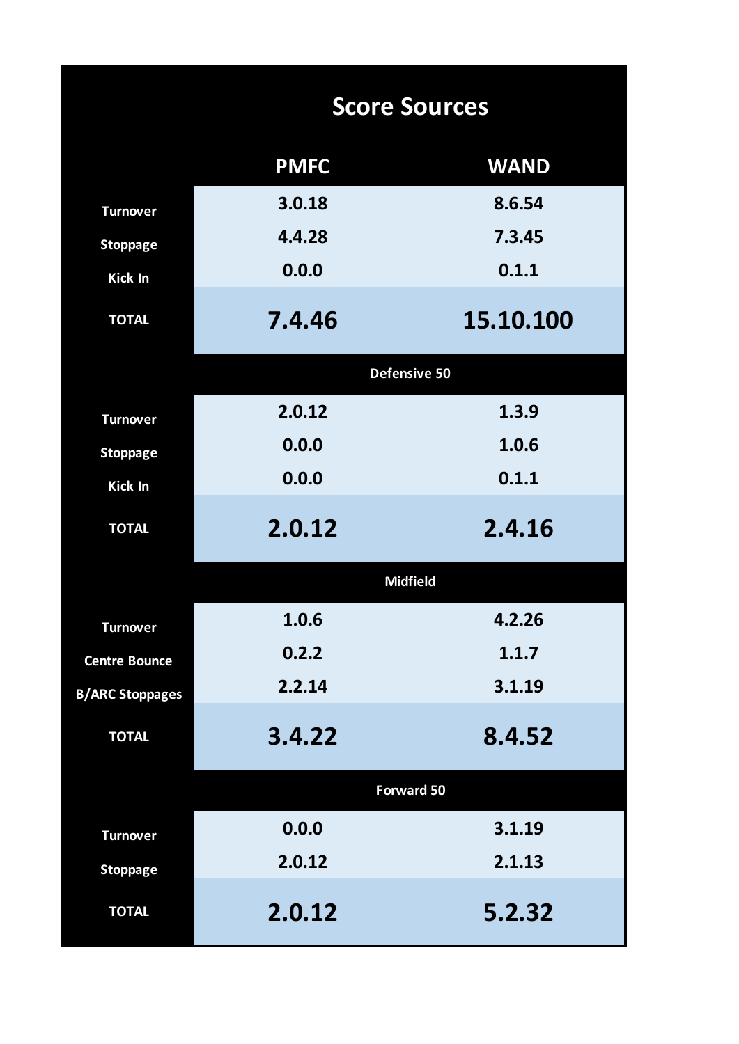# Score Sources

| | PMFC | WAND |
|---|---|---|
| Turnover | 3.0.18 | 8.6.54 |
| Stoppage | 4.4.28 | 7.3.45 |
| Kick In | 0.0.0 | 0.1.1 |
| **TOTAL** | **7.4.46** | **15.10.100** |

## Defensive 50

| | PMFC | WAND |
|---|---|---|
| Turnover | 2.0.12 | 1.3.9 |
| Stoppage | 0.0.0 | 1.0.6 |
| Kick In | 0.0.0 | 0.1.1 |
| **TOTAL** | **2.0.12** | **2.4.16** |

## Midfield

| | PMFC | WAND |
|---|---|---|
| Turnover | 1.0.6 | 4.2.26 |
| Centre Bounce | 0.2.2 | 1.1.7 |
| B/ARC Stoppages | 2.2.14 | 3.1.19 |
| **TOTAL** | **3.4.22** | **8.4.52** |

## Forward 50

| | PMFC | WAND |
|---|---|---|
| Turnover | 0.0.0 | 3.1.19 |
| Stoppage | 2.0.12 | 2.1.13 |
| **TOTAL** | **2.0.12** | **5.2.32** |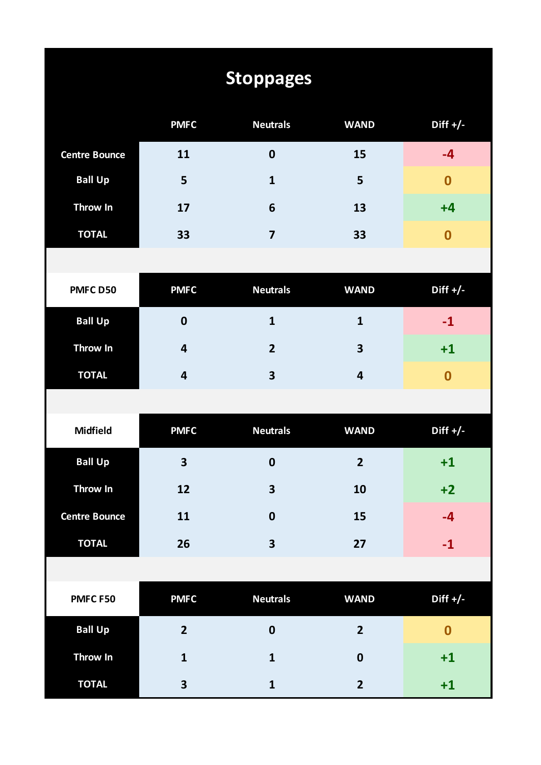# Stoppages

| | PMFC | Neutrals | WAND | Diff +/- |
|---|---|---|---|---|
| Centre Bounce | 11 | 0 | 15 | -4 |
| Ball Up | 5 | 1 | 5 | 0 |
| Throw In | 17 | 6 | 13 | +4 |
| TOTAL | 33 | 7 | 33 | 0 |

| PMFC D50 | PMFC | Neutrals | WAND | Diff +/- |
|---|---|---|---|---|
| Ball Up | 0 | 1 | 1 | -1 |
| Throw In | 4 | 2 | 3 | +1 |
| TOTAL | 4 | 3 | 4 | 0 |

| Midfield | PMFC | Neutrals | WAND | Diff +/- |
|---|---|---|---|---|
| Ball Up | 3 | 0 | 2 | +1 |
| Throw In | 12 | 3 | 10 | +2 |
| Centre Bounce | 11 | 0 | 15 | -4 |
| TOTAL | 26 | 3 | 27 | -1 |

| PMFC F50 | PMFC | Neutrals | WAND | Diff +/- |
|---|---|---|---|---|
| Ball Up | 2 | 0 | 2 | 0 |
| Throw In | 1 | 1 | 0 | +1 |
| TOTAL | 3 | 1 | 2 | +1 |